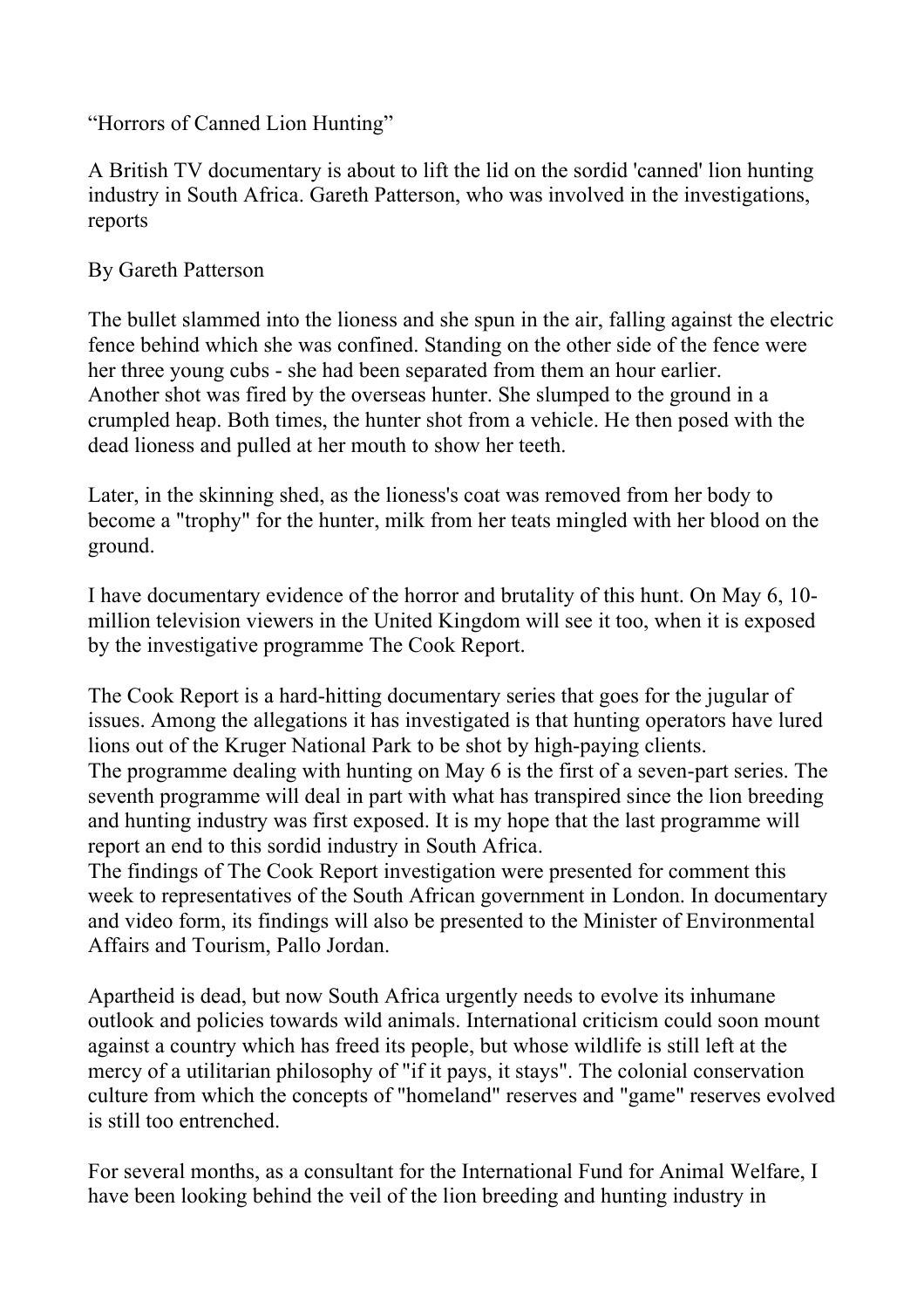# "Horrors of Canned Lion Hunting"

A British TV documentary is about to lift the lid on the sordid 'canned' lion hunting industry in South Africa. Gareth Patterson, who was involved in the investigations, reports

By Gareth Patterson

The bullet slammed into the lioness and she spun in the air, falling against the electric fence behind which she was confined. Standing on the other side of the fence were her three young cubs - she had been separated from them an hour earlier.
Another shot was fired by the overseas hunter. She slumped to the ground in a crumpled heap. Both times, the hunter shot from a vehicle. He then posed with the dead lioness and pulled at her mouth to show her teeth.

Later, in the skinning shed, as the lioness's coat was removed from her body to become a "trophy" for the hunter, milk from her teats mingled with her blood on the ground.

I have documentary evidence of the horror and brutality of this hunt. On May 6, 10-million television viewers in the United Kingdom will see it too, when it is exposed by the investigative programme The Cook Report.

The Cook Report is a hard-hitting documentary series that goes for the jugular of issues. Among the allegations it has investigated is that hunting operators have lured lions out of the Kruger National Park to be shot by high-paying clients.
The programme dealing with hunting on May 6 is the first of a seven-part series. The seventh programme will deal in part with what has transpired since the lion breeding and hunting industry was first exposed. It is my hope that the last programme will report an end to this sordid industry in South Africa.
The findings of The Cook Report investigation were presented for comment this week to representatives of the South African government in London. In documentary and video form, its findings will also be presented to the Minister of Environmental Affairs and Tourism, Pallo Jordan.

Apartheid is dead, but now South Africa urgently needs to evolve its inhumane outlook and policies towards wild animals. International criticism could soon mount against a country which has freed its people, but whose wildlife is still left at the mercy of a utilitarian philosophy of "if it pays, it stays". The colonial conservation culture from which the concepts of "homeland" reserves and "game" reserves evolved is still too entrenched.

For several months, as a consultant for the International Fund for Animal Welfare, I have been looking behind the veil of the lion breeding and hunting industry in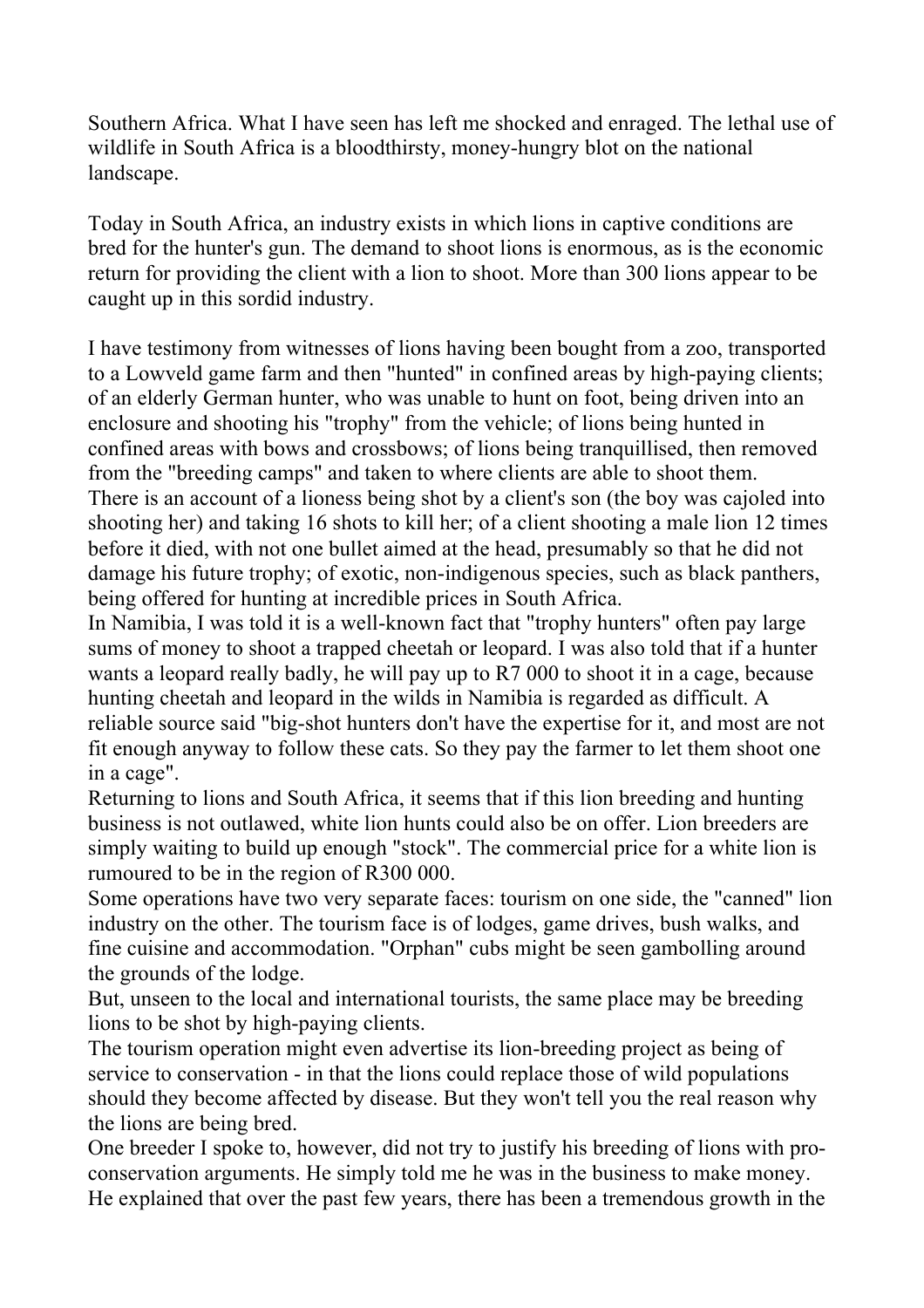Southern Africa. What I have seen has left me shocked and enraged. The lethal use of wildlife in South Africa is a bloodthirsty, money-hungry blot on the national landscape.

Today in South Africa, an industry exists in which lions in captive conditions are bred for the hunter's gun. The demand to shoot lions is enormous, as is the economic return for providing the client with a lion to shoot. More than 300 lions appear to be caught up in this sordid industry.

I have testimony from witnesses of lions having been bought from a zoo, transported to a Lowveld game farm and then "hunted" in confined areas by high-paying clients; of an elderly German hunter, who was unable to hunt on foot, being driven into an enclosure and shooting his "trophy" from the vehicle; of lions being hunted in confined areas with bows and crossbows; of lions being tranquillised, then removed from the "breeding camps" and taken to where clients are able to shoot them.

There is an account of a lioness being shot by a client's son (the boy was cajoled into shooting her) and taking 16 shots to kill her; of a client shooting a male lion 12 times before it died, with not one bullet aimed at the head, presumably so that he did not damage his future trophy; of exotic, non-indigenous species, such as black panthers, being offered for hunting at incredible prices in South Africa.

In Namibia, I was told it is a well-known fact that "trophy hunters" often pay large sums of money to shoot a trapped cheetah or leopard. I was also told that if a hunter wants a leopard really badly, he will pay up to R7 000 to shoot it in a cage, because hunting cheetah and leopard in the wilds in Namibia is regarded as difficult. A reliable source said "big-shot hunters don't have the expertise for it, and most are not fit enough anyway to follow these cats. So they pay the farmer to let them shoot one in a cage".

Returning to lions and South Africa, it seems that if this lion breeding and hunting business is not outlawed, white lion hunts could also be on offer. Lion breeders are simply waiting to build up enough "stock". The commercial price for a white lion is rumoured to be in the region of R300 000.

Some operations have two very separate faces: tourism on one side, the "canned" lion industry on the other. The tourism face is of lodges, game drives, bush walks, and fine cuisine and accommodation. "Orphan" cubs might be seen gambolling around the grounds of the lodge.

But, unseen to the local and international tourists, the same place may be breeding lions to be shot by high-paying clients.

The tourism operation might even advertise its lion-breeding project as being of service to conservation - in that the lions could replace those of wild populations should they become affected by disease. But they won't tell you the real reason why the lions are being bred.

One breeder I spoke to, however, did not try to justify his breeding of lions with pro-conservation arguments. He simply told me he was in the business to make money. He explained that over the past few years, there has been a tremendous growth in the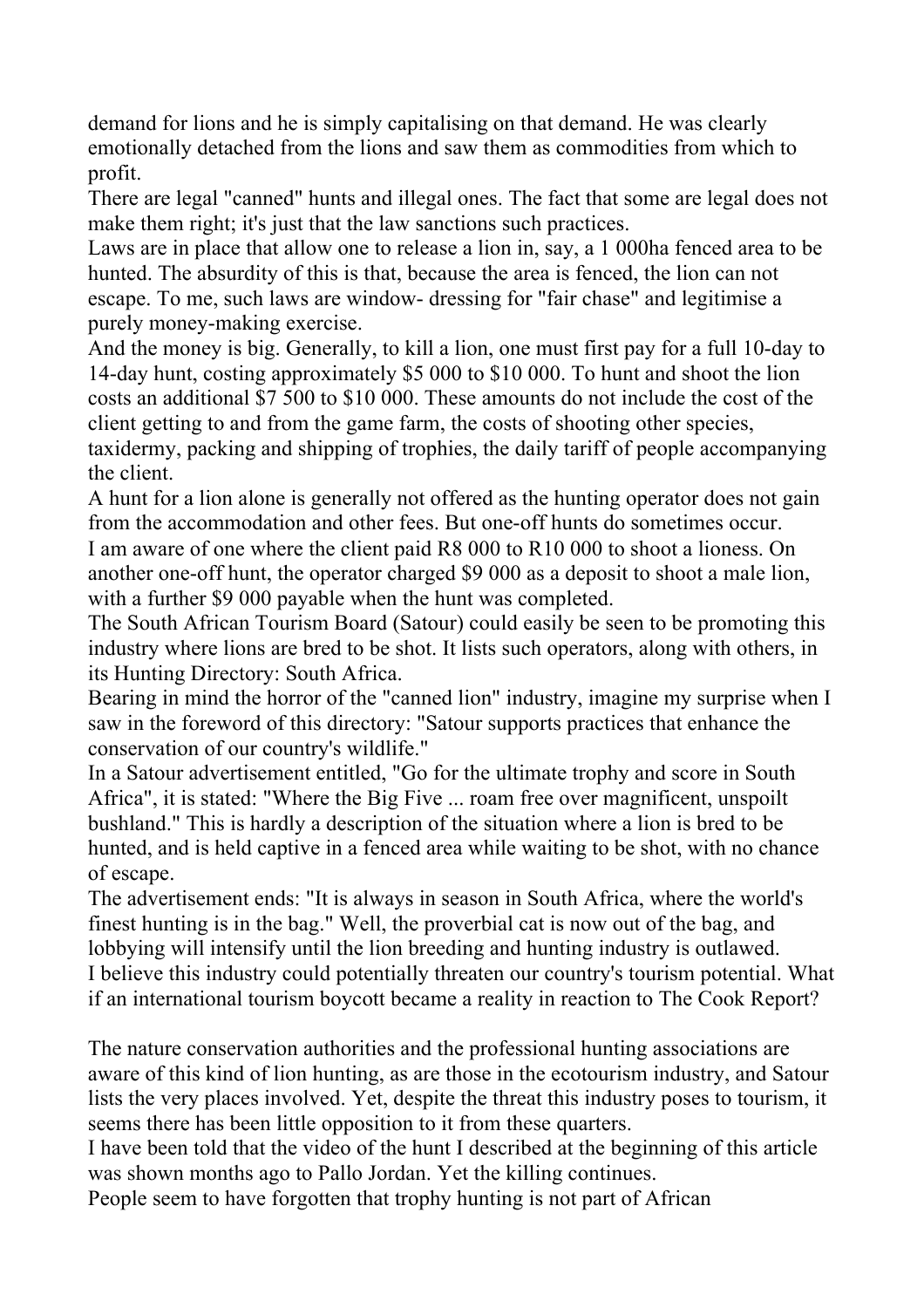demand for lions and he is simply capitalising on that demand. He was clearly emotionally detached from the lions and saw them as commodities from which to profit.

There are legal "canned" hunts and illegal ones. The fact that some are legal does not make them right; it's just that the law sanctions such practices.

Laws are in place that allow one to release a lion in, say, a 1 000ha fenced area to be hunted. The absurdity of this is that, because the area is fenced, the lion can not escape. To me, such laws are window- dressing for "fair chase" and legitimise a purely money-making exercise.

And the money is big. Generally, to kill a lion, one must first pay for a full 10-day to 14-day hunt, costing approximately $5 000 to $10 000. To hunt and shoot the lion costs an additional $7 500 to $10 000. These amounts do not include the cost of the client getting to and from the game farm, the costs of shooting other species, taxidermy, packing and shipping of trophies, the daily tariff of people accompanying the client.

A hunt for a lion alone is generally not offered as the hunting operator does not gain from the accommodation and other fees. But one-off hunts do sometimes occur.

I am aware of one where the client paid R8 000 to R10 000 to shoot a lioness. On another one-off hunt, the operator charged $9 000 as a deposit to shoot a male lion, with a further $9 000 payable when the hunt was completed.

The South African Tourism Board (Satour) could easily be seen to be promoting this industry where lions are bred to be shot. It lists such operators, along with others, in its Hunting Directory: South Africa.

Bearing in mind the horror of the "canned lion" industry, imagine my surprise when I saw in the foreword of this directory: "Satour supports practices that enhance the conservation of our country's wildlife."

In a Satour advertisement entitled, "Go for the ultimate trophy and score in South Africa", it is stated: "Where the Big Five ... roam free over magnificent, unspoilt bushland." This is hardly a description of the situation where a lion is bred to be hunted, and is held captive in a fenced area while waiting to be shot, with no chance of escape.

The advertisement ends: "It is always in season in South Africa, where the world's finest hunting is in the bag." Well, the proverbial cat is now out of the bag, and lobbying will intensify until the lion breeding and hunting industry is outlawed.

I believe this industry could potentially threaten our country's tourism potential. What if an international tourism boycott became a reality in reaction to The Cook Report?

The nature conservation authorities and the professional hunting associations are aware of this kind of lion hunting, as are those in the ecotourism industry, and Satour lists the very places involved. Yet, despite the threat this industry poses to tourism, it seems there has been little opposition to it from these quarters.

I have been told that the video of the hunt I described at the beginning of this article was shown months ago to Pallo Jordan. Yet the killing continues.

People seem to have forgotten that trophy hunting is not part of African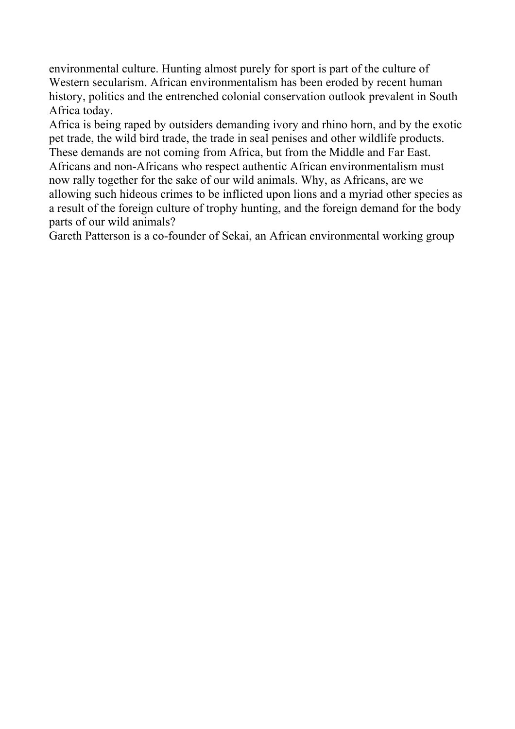environmental culture. Hunting almost purely for sport is part of the culture of Western secularism. African environmentalism has been eroded by recent human history, politics and the entrenched colonial conservation outlook prevalent in South Africa today.

Africa is being raped by outsiders demanding ivory and rhino horn, and by the exotic pet trade, the wild bird trade, the trade in seal penises and other wildlife products. These demands are not coming from Africa, but from the Middle and Far East.

Africans and non-Africans who respect authentic African environmentalism must now rally together for the sake of our wild animals. Why, as Africans, are we allowing such hideous crimes to be inflicted upon lions and a myriad other species as a result of the foreign culture of trophy hunting, and the foreign demand for the body parts of our wild animals?

Gareth Patterson is a co-founder of Sekai, an African environmental working group